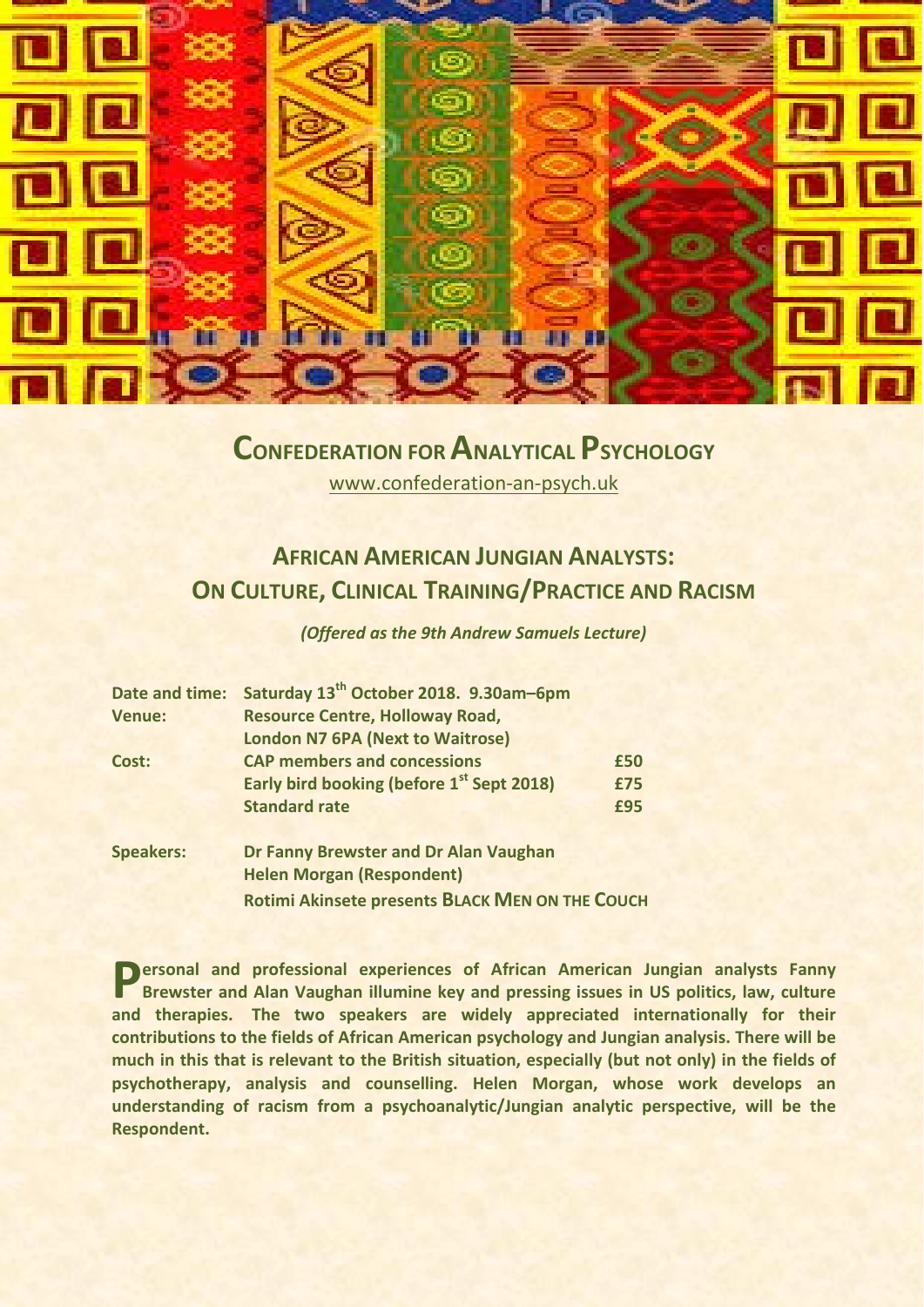# Confederation for Analytical Psychology

www.confederation-an-psych.uk

## African American Jungian Analysts: On Culture, Clinical Training/Practice and Racism

***(Offered as the 9th Andrew Samuels Lecture)***

| | | |
|---|---|---|
| **Date and time:** | **Saturday 13th October 2018. 9.30am–6pm** | |
| **Venue:** | **Resource Centre, Holloway Road, London N7 6PA (Next to Waitrose)** | |
| **Cost:** | **CAP members and concessions** | **£50** |
| | **Early bird booking (before 1st Sept 2018)** | **£75** |
| | **Standard rate** | **£95** |
| **Speakers:** | **Dr Fanny Brewster and Dr Alan Vaughan** | |
| | **Helen Morgan (Respondent)** | |
| | **Rotimi Akinsete presents Black Men on the Couch** | |

**Personal and professional experiences of African American Jungian analysts Fanny Brewster and Alan Vaughan illumine key and pressing issues in US politics, law, culture and therapies. The two speakers are widely appreciated internationally for their contributions to the fields of African American psychology and Jungian analysis. There will be much in this that is relevant to the British situation, especially (but not only) in the fields of psychotherapy, analysis and counselling. Helen Morgan, whose work develops an understanding of racism from a psychoanalytic/Jungian analytic perspective, will be the Respondent.**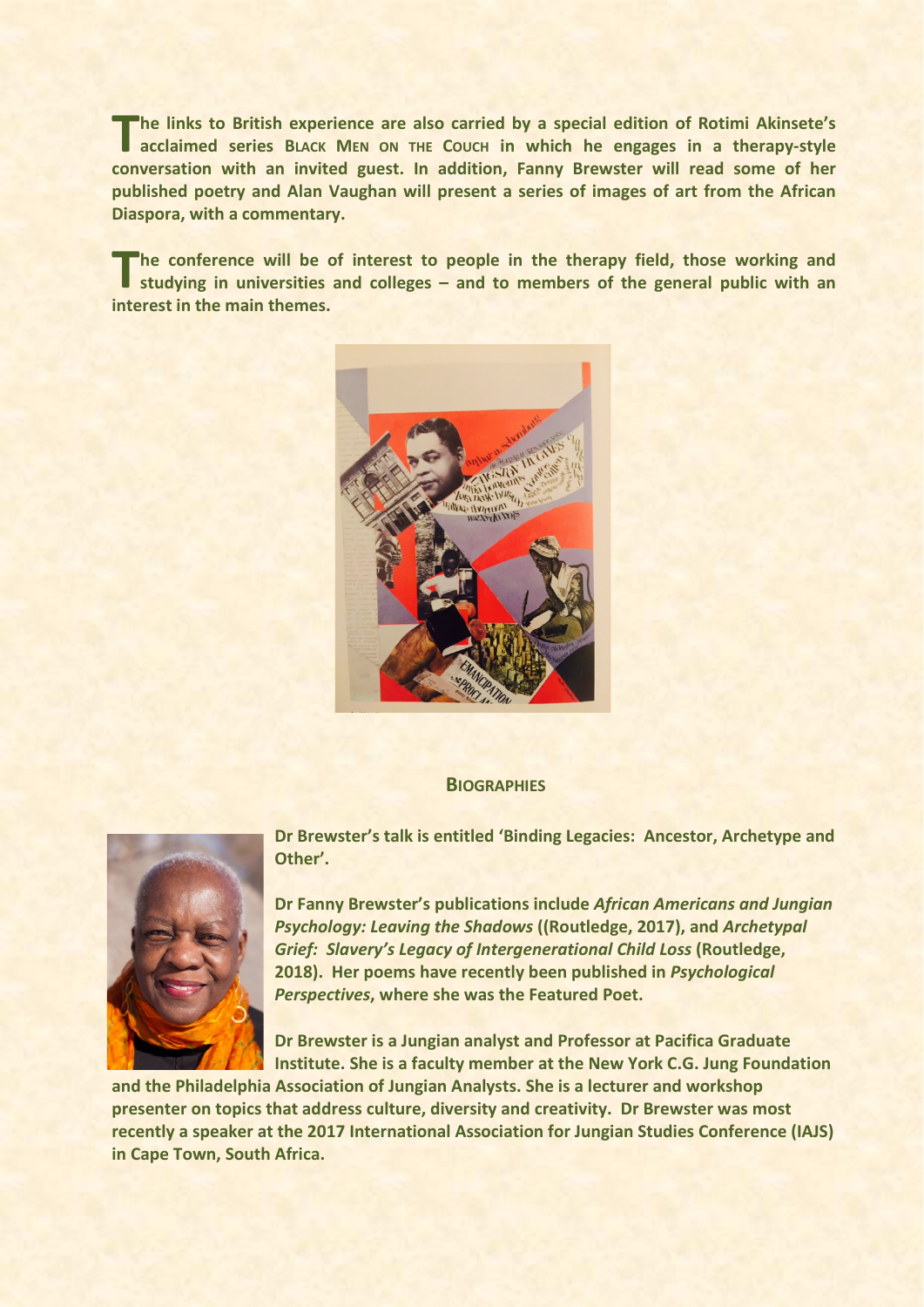**The links to British experience are also carried by a special edition of Rotimi Akinsete's acclaimed series BLACK MEN ON THE COUCH in which he engages in a therapy-style conversation with an invited guest. In addition, Fanny Brewster will read some of her published poetry and Alan Vaughan will present a series of images of art from the African Diaspora, with a commentary.**

**The conference will be of interest to people in the therapy field, those working and studying in universities and colleges – and to members of the general public with an interest in the main themes.**

## BIOGRAPHIES

**Dr Brewster's talk is entitled 'Binding Legacies: Ancestor, Archetype and Other'.**

**Dr Fanny Brewster's publications include *African Americans and Jungian Psychology: Leaving the Shadows* ((Routledge, 2017), and *Archetypal Grief: Slavery's Legacy of Intergenerational Child Loss* (Routledge, 2018). Her poems have recently been published in *Psychological Perspectives*, where she was the Featured Poet.**

**Dr Brewster is a Jungian analyst and Professor at Pacifica Graduate Institute. She is a faculty member at the New York C.G. Jung Foundation and the Philadelphia Association of Jungian Analysts. She is a lecturer and workshop presenter on topics that address culture, diversity and creativity. Dr Brewster was most recently a speaker at the 2017 International Association for Jungian Studies Conference (IAJS) in Cape Town, South Africa.**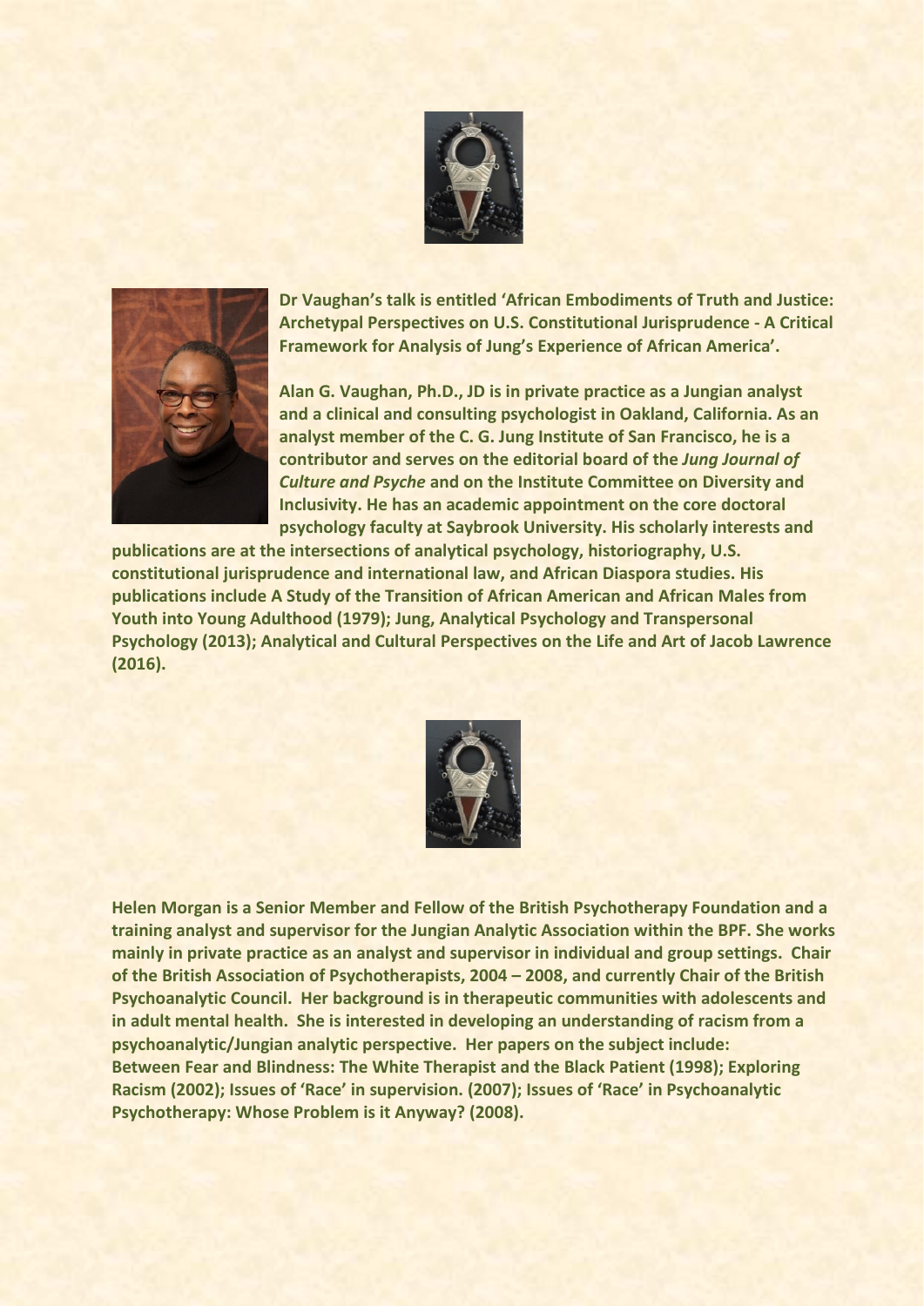Dr Vaughan's talk is entitled 'African Embodiments of Truth and Justice: Archetypal Perspectives on U.S. Constitutional Jurisprudence - A Critical Framework for Analysis of Jung's Experience of African America'.

Alan G. Vaughan, Ph.D., JD is in private practice as a Jungian analyst and a clinical and consulting psychologist in Oakland, California. As an analyst member of the C. G. Jung Institute of San Francisco, he is a contributor and serves on the editorial board of the *Jung Journal of Culture and Psyche* and on the Institute Committee on Diversity and Inclusivity. He has an academic appointment on the core doctoral psychology faculty at Saybrook University. His scholarly interests and publications are at the intersections of analytical psychology, historiography, U.S. constitutional jurisprudence and international law, and African Diaspora studies. His publications include A Study of the Transition of African American and African Males from Youth into Young Adulthood (1979); Jung, Analytical Psychology and Transpersonal Psychology (2013); Analytical and Cultural Perspectives on the Life and Art of Jacob Lawrence (2016).

Helen Morgan is a Senior Member and Fellow of the British Psychotherapy Foundation and a training analyst and supervisor for the Jungian Analytic Association within the BPF. She works mainly in private practice as an analyst and supervisor in individual and group settings. Chair of the British Association of Psychotherapists, 2004 – 2008, and currently Chair of the British Psychoanalytic Council. Her background is in therapeutic communities with adolescents and in adult mental health. She is interested in developing an understanding of racism from a psychoanalytic/Jungian analytic perspective. Her papers on the subject include: Between Fear and Blindness: The White Therapist and the Black Patient (1998); Exploring Racism (2002); Issues of 'Race' in supervision. (2007); Issues of 'Race' in Psychoanalytic Psychotherapy: Whose Problem is it Anyway? (2008).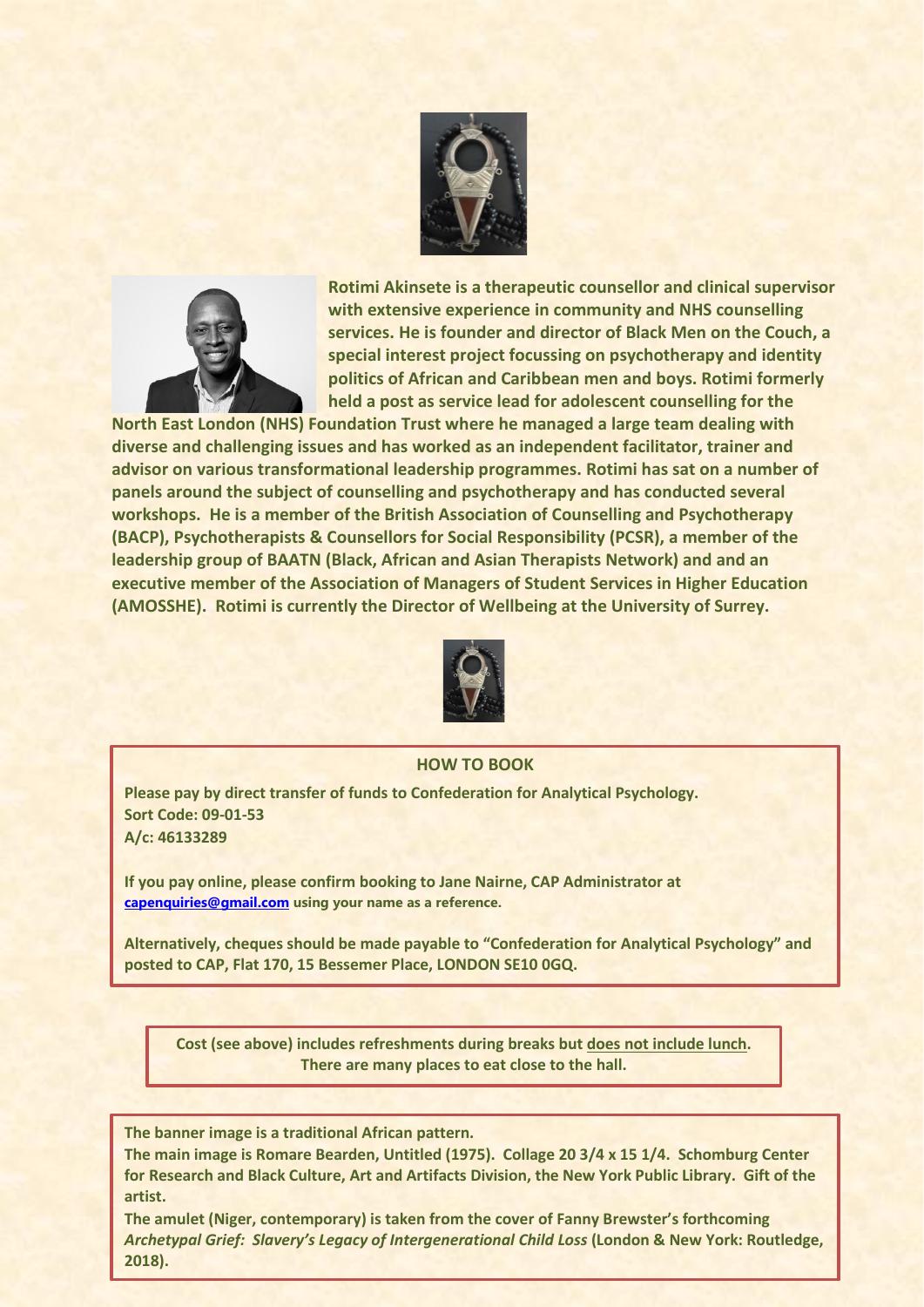Rotimi Akinsete is a therapeutic counsellor and clinical supervisor with extensive experience in community and NHS counselling services. He is founder and director of Black Men on the Couch, a special interest project focussing on psychotherapy and identity politics of African and Caribbean men and boys. Rotimi formerly held a post as service lead for adolescent counselling for the North East London (NHS) Foundation Trust where he managed a large team dealing with diverse and challenging issues and has worked as an independent facilitator, trainer and advisor on various transformational leadership programmes. Rotimi has sat on a number of panels around the subject of counselling and psychotherapy and has conducted several workshops. He is a member of the British Association of Counselling and Psychotherapy (BACP), Psychotherapists & Counsellors for Social Responsibility (PCSR), a member of the leadership group of BAATN (Black, African and Asian Therapists Network) and and an executive member of the Association of Managers of Student Services in Higher Education (AMOSSHE). Rotimi is currently the Director of Wellbeing at the University of Surrey.

**HOW TO BOOK**

**Please pay by direct transfer of funds to Confederation for Analytical Psychology.**
**Sort Code: 09-01-53**
**A/c: 46133289**

**If you pay online, please confirm booking to Jane Nairne, CAP Administrator at capenquiries@gmail.com using your name as a reference.**

**Alternatively, cheques should be made payable to "Confederation for Analytical Psychology" and posted to CAP, Flat 170, 15 Bessemer Place, LONDON SE10 0GQ.**

**Cost (see above) includes refreshments during breaks but does not include lunch. There are many places to eat close to the hall.**

**The banner image is a traditional African pattern.**
**The main image is Romare Bearden, Untitled (1975). Collage 20 3/4 x 15 1/4. Schomburg Center for Research and Black Culture, Art and Artifacts Division, the New York Public Library. Gift of the artist.**
**The amulet (Niger, contemporary) is taken from the cover of Fanny Brewster's forthcoming *Archetypal Grief: Slavery's Legacy of Intergenerational Child Loss* (London & New York: Routledge, 2018).**